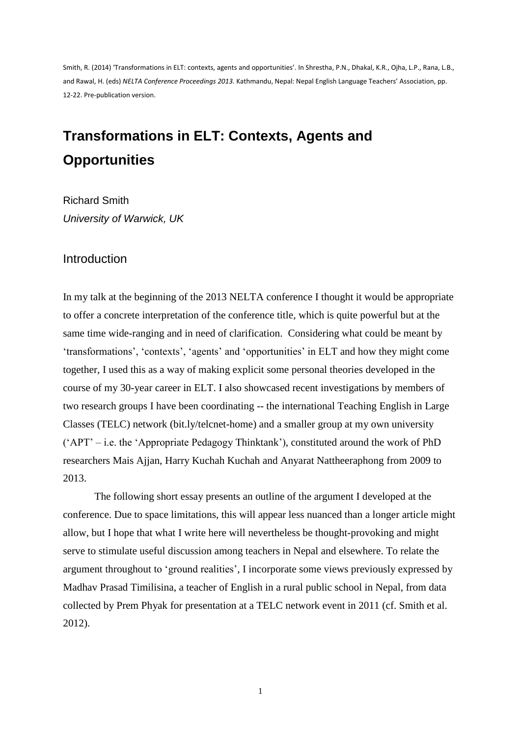Smith, R. (2014) 'Transformations in ELT: contexts, agents and opportunities'. In Shrestha, P.N., Dhakal, K.R., Ojha, L.P., Rana, L.B., and Rawal, H. (eds) *NELTA Conference Proceedings 2013.* Kathmandu, Nepal: Nepal English Language Teachers' Association, pp. 12-22. Pre-publication version.

# Transformations in ELT: Contexts, Agents and Opportunities

Richard Smith
*University of Warwick, UK*

## Introduction

In my talk at the beginning of the 2013 NELTA conference I thought it would be appropriate to offer a concrete interpretation of the conference title, which is quite powerful but at the same time wide-ranging and in need of clarification. Considering what could be meant by 'transformations', 'contexts', 'agents' and 'opportunities' in ELT and how they might come together, I used this as a way of making explicit some personal theories developed in the course of my 30-year career in ELT. I also showcased recent investigations by members of two research groups I have been coordinating -- the international Teaching English in Large Classes (TELC) network (bit.ly/telcnet-home) and a smaller group at my own university ('APT' – i.e. the 'Appropriate Pedagogy Thinktank'), constituted around the work of PhD researchers Mais Ajjan, Harry Kuchah Kuchah and Anyarat Nattheeraphong from 2009 to 2013.

The following short essay presents an outline of the argument I developed at the conference. Due to space limitations, this will appear less nuanced than a longer article might allow, but I hope that what I write here will nevertheless be thought-provoking and might serve to stimulate useful discussion among teachers in Nepal and elsewhere. To relate the argument throughout to 'ground realities', I incorporate some views previously expressed by Madhav Prasad Timilisina, a teacher of English in a rural public school in Nepal, from data collected by Prem Phyak for presentation at a TELC network event in 2011 (cf. Smith et al. 2012).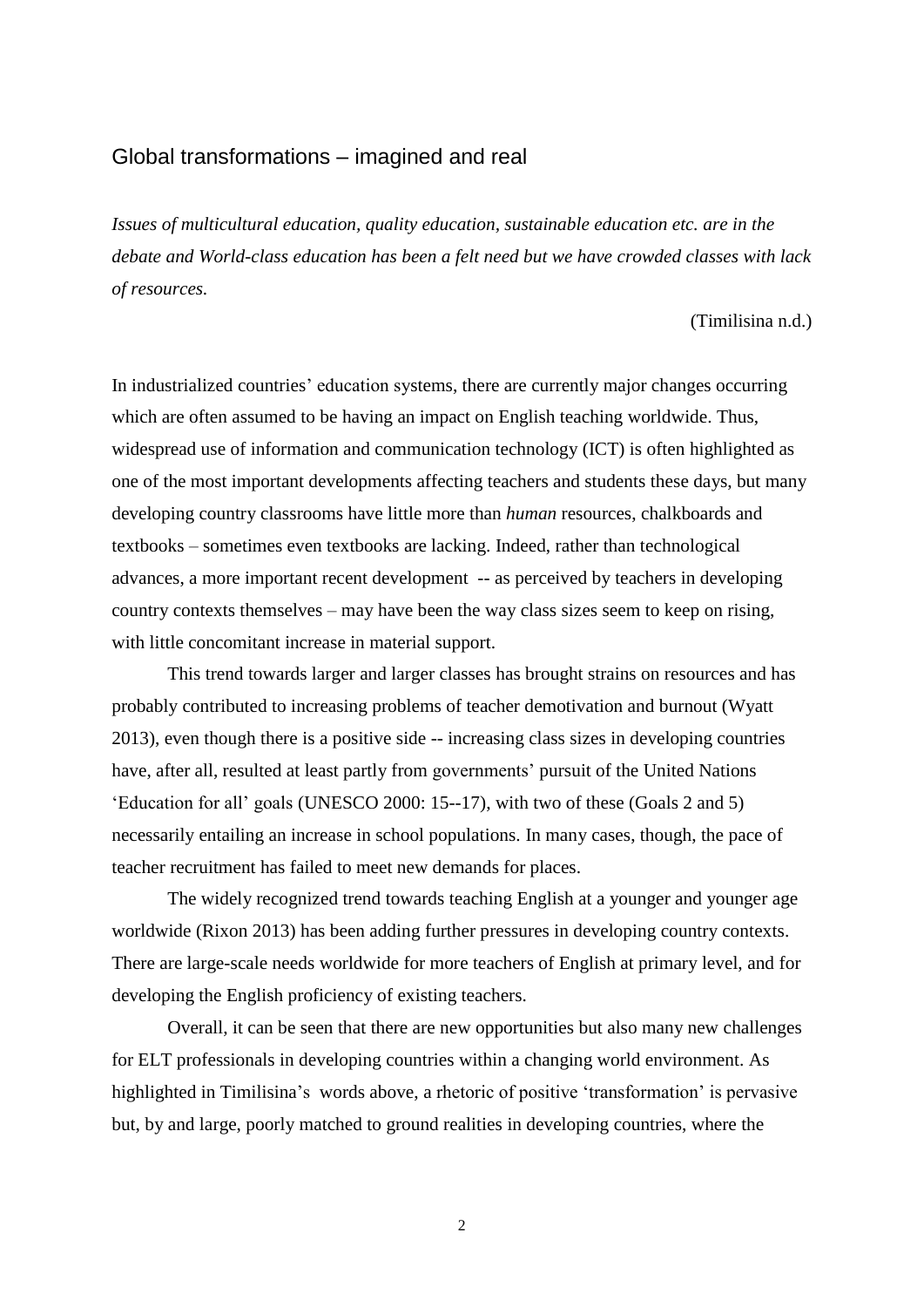## Global transformations – imagined and real

*Issues of multicultural education, quality education, sustainable education etc. are in the debate and World-class education has been a felt need but we have crowded classes with lack of resources.*

(Timilisina n.d.)

In industrialized countries' education systems, there are currently major changes occurring which are often assumed to be having an impact on English teaching worldwide. Thus, widespread use of information and communication technology (ICT) is often highlighted as one of the most important developments affecting teachers and students these days, but many developing country classrooms have little more than *human* resources, chalkboards and textbooks – sometimes even textbooks are lacking. Indeed, rather than technological advances, a more important recent development -- as perceived by teachers in developing country contexts themselves – may have been the way class sizes seem to keep on rising, with little concomitant increase in material support.

This trend towards larger and larger classes has brought strains on resources and has probably contributed to increasing problems of teacher demotivation and burnout (Wyatt 2013), even though there is a positive side -- increasing class sizes in developing countries have, after all, resulted at least partly from governments' pursuit of the United Nations 'Education for all' goals (UNESCO 2000: 15--17), with two of these (Goals 2 and 5) necessarily entailing an increase in school populations. In many cases, though, the pace of teacher recruitment has failed to meet new demands for places.

The widely recognized trend towards teaching English at a younger and younger age worldwide (Rixon 2013) has been adding further pressures in developing country contexts. There are large-scale needs worldwide for more teachers of English at primary level, and for developing the English proficiency of existing teachers.

Overall, it can be seen that there are new opportunities but also many new challenges for ELT professionals in developing countries within a changing world environment. As highlighted in Timilisina's words above, a rhetoric of positive 'transformation' is pervasive but, by and large, poorly matched to ground realities in developing countries, where the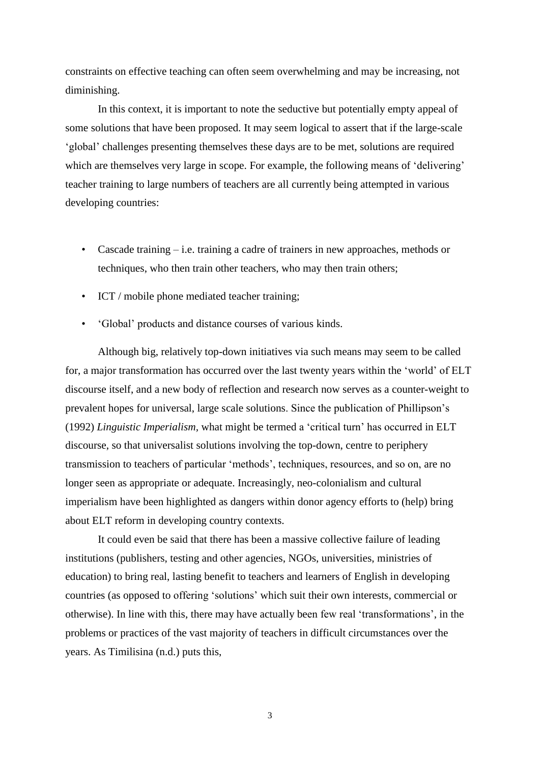constraints on effective teaching can often seem overwhelming and may be increasing, not diminishing.

In this context, it is important to note the seductive but potentially empty appeal of some solutions that have been proposed. It may seem logical to assert that if the large-scale 'global' challenges presenting themselves these days are to be met, solutions are required which are themselves very large in scope. For example, the following means of 'delivering' teacher training to large numbers of teachers are all currently being attempted in various developing countries:

- Cascade training – i.e. training a cadre of trainers in new approaches, methods or techniques, who then train other teachers, who may then train others;
- ICT / mobile phone mediated teacher training;
- 'Global' products and distance courses of various kinds.

Although big, relatively top-down initiatives via such means may seem to be called for, a major transformation has occurred over the last twenty years within the 'world' of ELT discourse itself, and a new body of reflection and research now serves as a counter-weight to prevalent hopes for universal, large scale solutions. Since the publication of Phillipson's (1992) *Linguistic Imperialism,* what might be termed a 'critical turn' has occurred in ELT discourse, so that universalist solutions involving the top-down, centre to periphery transmission to teachers of particular 'methods', techniques, resources, and so on, are no longer seen as appropriate or adequate. Increasingly, neo-colonialism and cultural imperialism have been highlighted as dangers within donor agency efforts to (help) bring about ELT reform in developing country contexts.

It could even be said that there has been a massive collective failure of leading institutions (publishers, testing and other agencies, NGOs, universities, ministries of education) to bring real, lasting benefit to teachers and learners of English in developing countries (as opposed to offering 'solutions' which suit their own interests, commercial or otherwise). In line with this, there may have actually been few real 'transformations', in the problems or practices of the vast majority of teachers in difficult circumstances over the years. As Timilisina (n.d.) puts this,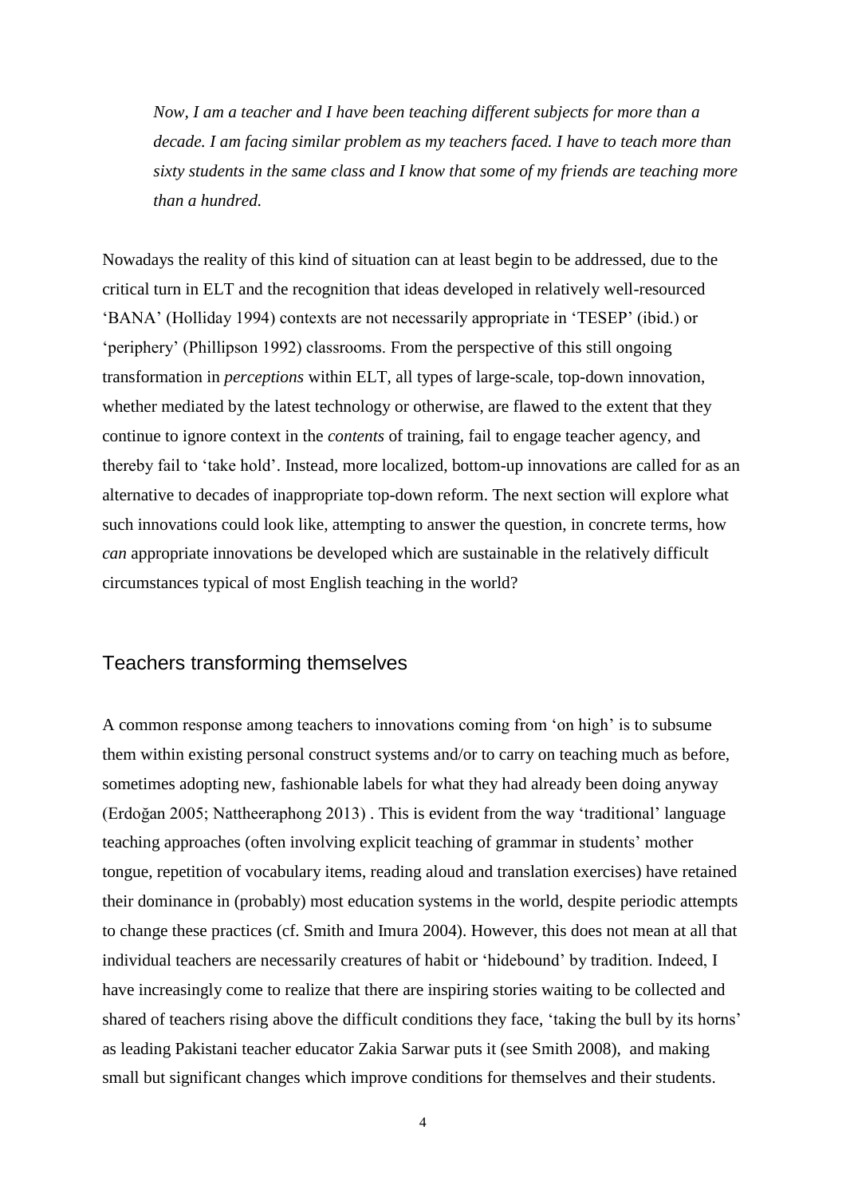*Now, I am a teacher and I have been teaching different subjects for more than a decade. I am facing similar problem as my teachers faced. I have to teach more than sixty students in the same class and I know that some of my friends are teaching more than a hundred.*

Nowadays the reality of this kind of situation can at least begin to be addressed, due to the critical turn in ELT and the recognition that ideas developed in relatively well-resourced 'BANA' (Holliday 1994) contexts are not necessarily appropriate in 'TESEP' (ibid.) or 'periphery' (Phillipson 1992) classrooms. From the perspective of this still ongoing transformation in *perceptions* within ELT, all types of large-scale, top-down innovation, whether mediated by the latest technology or otherwise, are flawed to the extent that they continue to ignore context in the *contents* of training, fail to engage teacher agency, and thereby fail to 'take hold'. Instead, more localized, bottom-up innovations are called for as an alternative to decades of inappropriate top-down reform. The next section will explore what such innovations could look like, attempting to answer the question, in concrete terms, how *can* appropriate innovations be developed which are sustainable in the relatively difficult circumstances typical of most English teaching in the world?

## Teachers transforming themselves

A common response among teachers to innovations coming from 'on high' is to subsume them within existing personal construct systems and/or to carry on teaching much as before, sometimes adopting new, fashionable labels for what they had already been doing anyway (Erdoğan 2005; Nattheeraphong 2013) . This is evident from the way 'traditional' language teaching approaches (often involving explicit teaching of grammar in students' mother tongue, repetition of vocabulary items, reading aloud and translation exercises) have retained their dominance in (probably) most education systems in the world, despite periodic attempts to change these practices (cf. Smith and Imura 2004). However, this does not mean at all that individual teachers are necessarily creatures of habit or 'hidebound' by tradition. Indeed, I have increasingly come to realize that there are inspiring stories waiting to be collected and shared of teachers rising above the difficult conditions they face, 'taking the bull by its horns' as leading Pakistani teacher educator Zakia Sarwar puts it (see Smith 2008), and making small but significant changes which improve conditions for themselves and their students.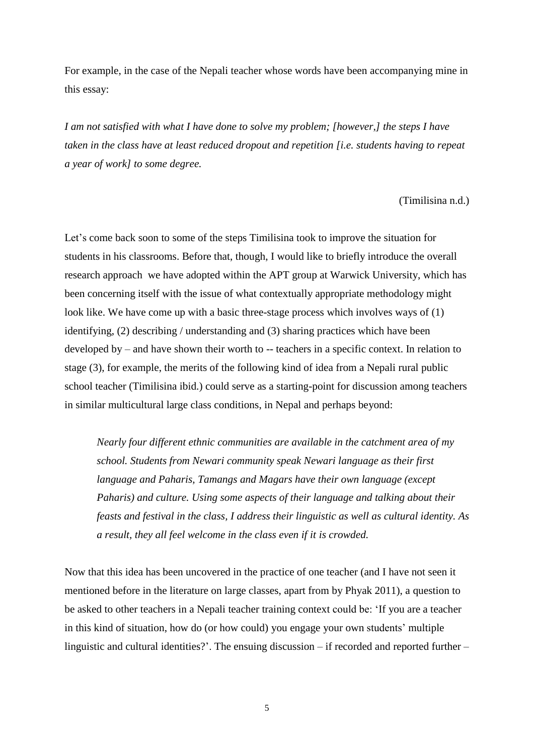For example, in the case of the Nepali teacher whose words have been accompanying mine in this essay:

*I am not satisfied with what I have done to solve my problem; [however,] the steps I have taken in the class have at least reduced dropout and repetition [i.e. students having to repeat a year of work] to some degree.*

(Timilisina n.d.)

Let's come back soon to some of the steps Timilisina took to improve the situation for students in his classrooms. Before that, though, I would like to briefly introduce the overall research approach we have adopted within the APT group at Warwick University, which has been concerning itself with the issue of what contextually appropriate methodology might look like. We have come up with a basic three-stage process which involves ways of (1) identifying, (2) describing / understanding and (3) sharing practices which have been developed by – and have shown their worth to -- teachers in a specific context. In relation to stage (3), for example, the merits of the following kind of idea from a Nepali rural public school teacher (Timilisina ibid.) could serve as a starting-point for discussion among teachers in similar multicultural large class conditions, in Nepal and perhaps beyond:

> *Nearly four different ethnic communities are available in the catchment area of my school. Students from Newari community speak Newari language as their first language and Paharis, Tamangs and Magars have their own language (except Paharis) and culture. Using some aspects of their language and talking about their feasts and festival in the class, I address their linguistic as well as cultural identity. As a result, they all feel welcome in the class even if it is crowded.*

Now that this idea has been uncovered in the practice of one teacher (and I have not seen it mentioned before in the literature on large classes, apart from by Phyak 2011), a question to be asked to other teachers in a Nepali teacher training context could be: 'If you are a teacher in this kind of situation, how do (or how could) you engage your own students' multiple linguistic and cultural identities?'. The ensuing discussion – if recorded and reported further –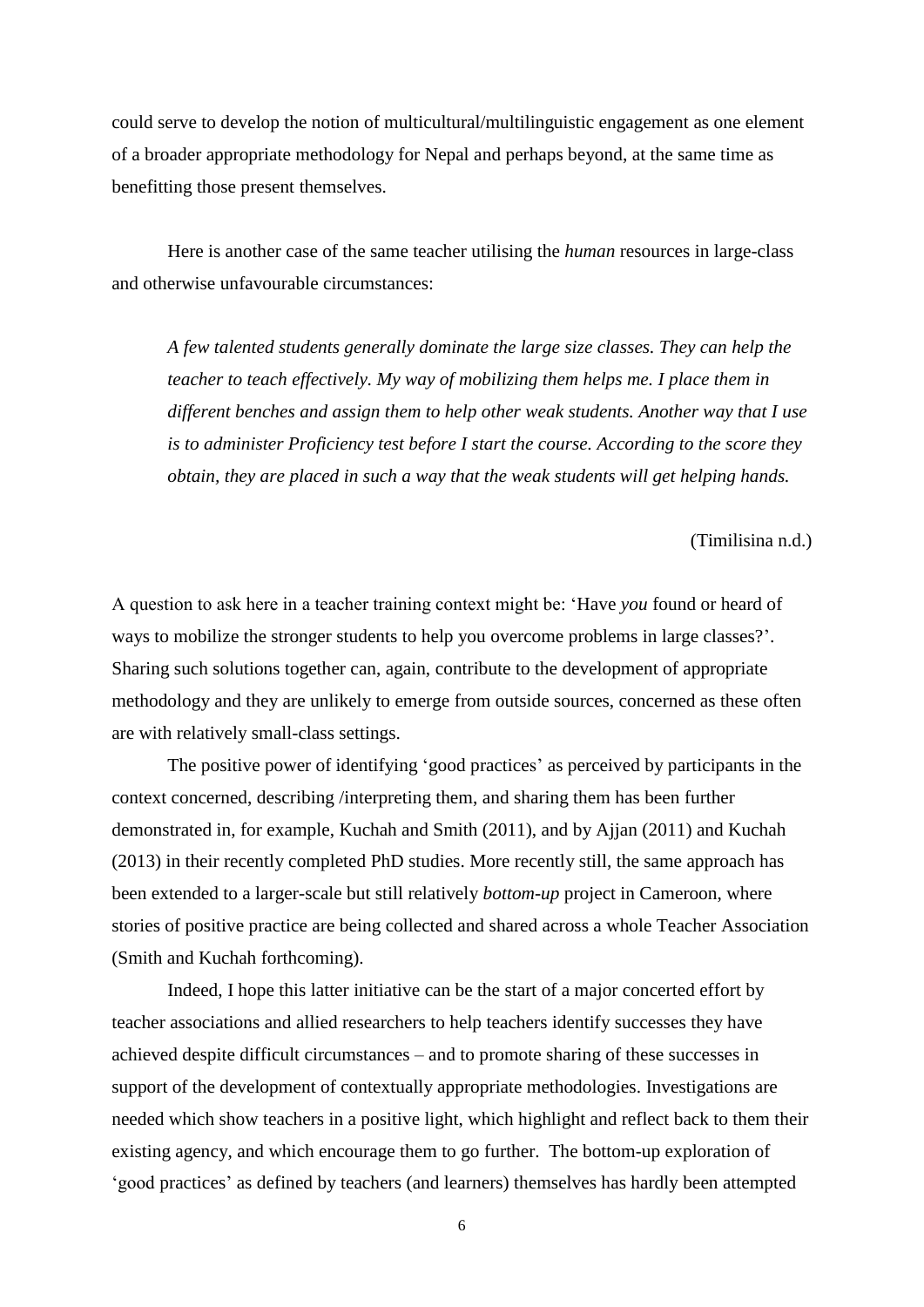could serve to develop the notion of multicultural/multilinguistic engagement as one element of a broader appropriate methodology for Nepal and perhaps beyond, at the same time as benefitting those present themselves.

Here is another case of the same teacher utilising the *human* resources in large-class and otherwise unfavourable circumstances:

> *A few talented students generally dominate the large size classes. They can help the teacher to teach effectively. My way of mobilizing them helps me. I place them in different benches and assign them to help other weak students. Another way that I use is to administer Proficiency test before I start the course. According to the score they obtain, they are placed in such a way that the weak students will get helping hands.*
>
> (Timilisina n.d.)

A question to ask here in a teacher training context might be: 'Have *you* found or heard of ways to mobilize the stronger students to help you overcome problems in large classes?'. Sharing such solutions together can, again, contribute to the development of appropriate methodology and they are unlikely to emerge from outside sources, concerned as these often are with relatively small-class settings.

The positive power of identifying 'good practices' as perceived by participants in the context concerned, describing /interpreting them, and sharing them has been further demonstrated in, for example, Kuchah and Smith (2011), and by Ajjan (2011) and Kuchah (2013) in their recently completed PhD studies. More recently still, the same approach has been extended to a larger-scale but still relatively *bottom-up* project in Cameroon, where stories of positive practice are being collected and shared across a whole Teacher Association (Smith and Kuchah forthcoming).

Indeed, I hope this latter initiative can be the start of a major concerted effort by teacher associations and allied researchers to help teachers identify successes they have achieved despite difficult circumstances – and to promote sharing of these successes in support of the development of contextually appropriate methodologies. Investigations are needed which show teachers in a positive light, which highlight and reflect back to them their existing agency, and which encourage them to go further. The bottom-up exploration of 'good practices' as defined by teachers (and learners) themselves has hardly been attempted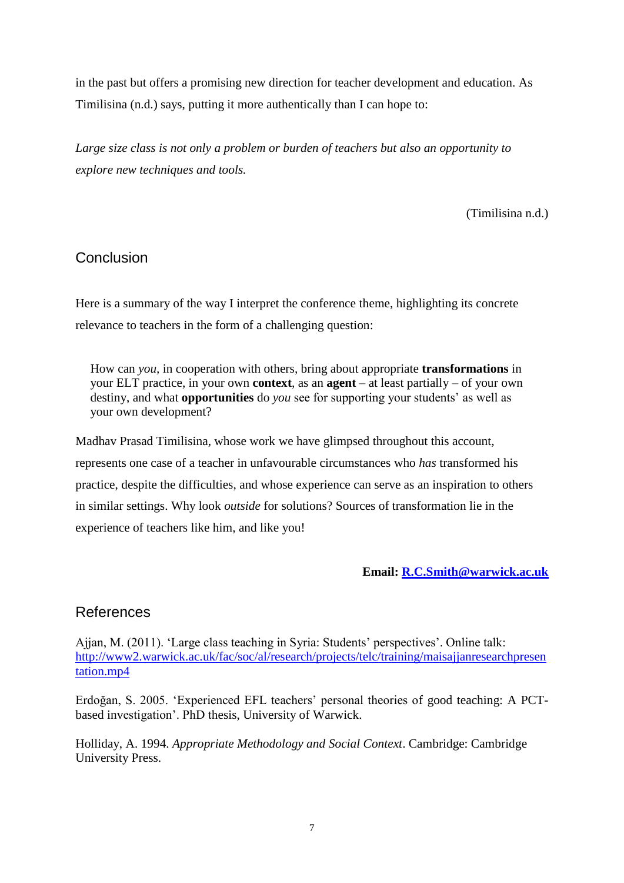in the past but offers a promising new direction for teacher development and education. As Timilisina (n.d.) says, putting it more authentically than I can hope to:

> *Large size class is not only a problem or burden of teachers but also an opportunity to explore new techniques and tools.*
>
> (Timilisina n.d.)

## Conclusion

Here is a summary of the way I interpret the conference theme, highlighting its concrete relevance to teachers in the form of a challenging question:

> How can *you*, in cooperation with others, bring about appropriate **transformations** in your ELT practice, in your own **context**, as an **agent** – at least partially – of your own destiny, and what **opportunities** do *you* see for supporting your students' as well as your own development?

Madhav Prasad Timilisina, whose work we have glimpsed throughout this account, represents one case of a teacher in unfavourable circumstances who *has* transformed his practice, despite the difficulties, and whose experience can serve as an inspiration to others in similar settings. Why look *outside* for solutions? Sources of transformation lie in the experience of teachers like him, and like you!

**Email: R.C.Smith@warwick.ac.uk**

## References

Ajjan, M. (2011). 'Large class teaching in Syria: Students' perspectives'. Online talk: http://www2.warwick.ac.uk/fac/soc/al/research/projects/telc/training/maisajjanresearchpresentation.mp4

Erdoğan, S. 2005. 'Experienced EFL teachers' personal theories of good teaching: A PCT-based investigation'. PhD thesis, University of Warwick.

Holliday, A. 1994. *Appropriate Methodology and Social Context*. Cambridge: Cambridge University Press.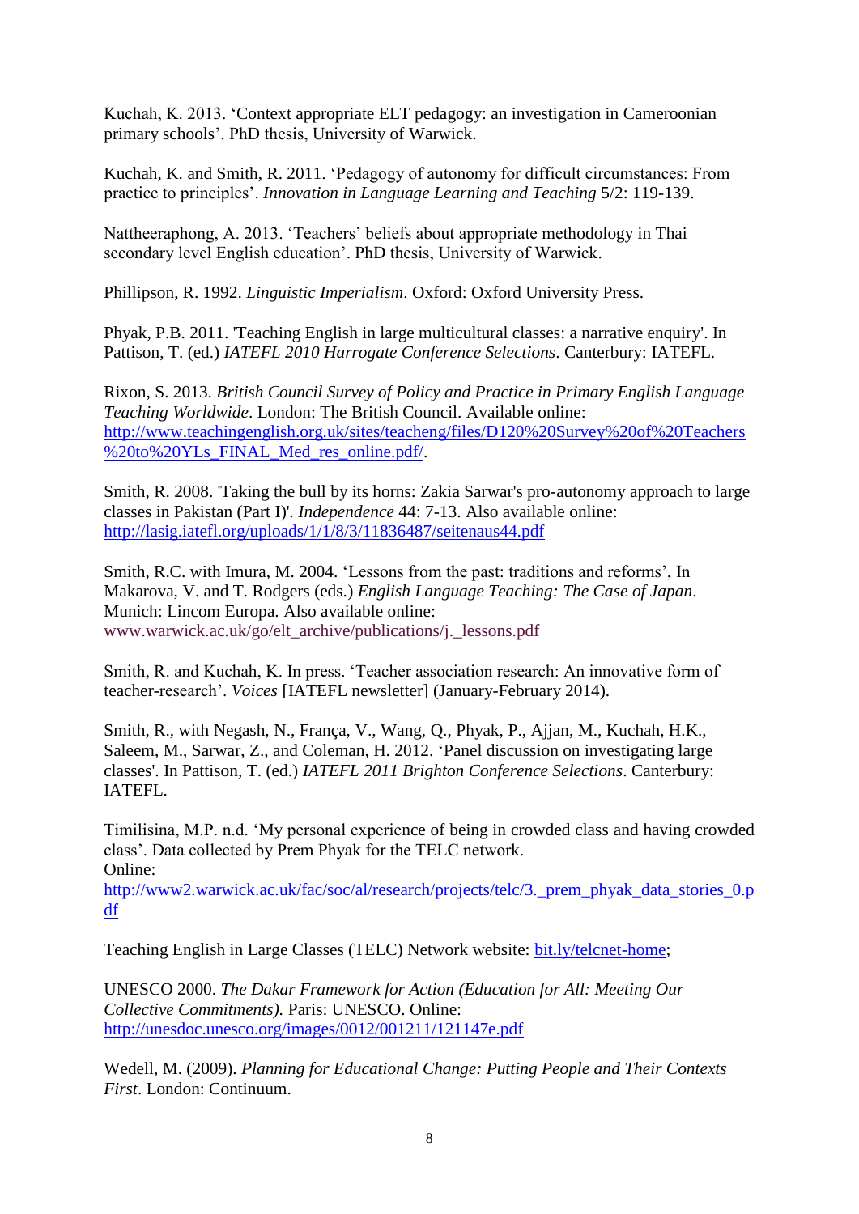Kuchah, K. 2013. 'Context appropriate ELT pedagogy: an investigation in Cameroonian primary schools'. PhD thesis, University of Warwick.

Kuchah, K. and Smith, R. 2011. 'Pedagogy of autonomy for difficult circumstances: From practice to principles'. *Innovation in Language Learning and Teaching* 5/2: 119-139.

Nattheeraphong, A. 2013. 'Teachers' beliefs about appropriate methodology in Thai secondary level English education'. PhD thesis, University of Warwick.

Phillipson, R. 1992. *Linguistic Imperialism*. Oxford: Oxford University Press.

Phyak, P.B. 2011. 'Teaching English in large multicultural classes: a narrative enquiry'. In Pattison, T. (ed.) *IATEFL 2010 Harrogate Conference Selections*. Canterbury: IATEFL.

Rixon, S. 2013. *British Council Survey of Policy and Practice in Primary English Language Teaching Worldwide*. London: The British Council. Available online: http://www.teachingenglish.org.uk/sites/teacheng/files/D120%20Survey%20of%20Teachers%20to%20YLs_FINAL_Med_res_online.pdf/.

Smith, R. 2008. 'Taking the bull by its horns: Zakia Sarwar's pro-autonomy approach to large classes in Pakistan (Part I)'. *Independence* 44: 7-13. Also available online: http://lasig.iatefl.org/uploads/1/1/8/3/11836487/seitenaus44.pdf

Smith, R.C. with Imura, M. 2004. 'Lessons from the past: traditions and reforms', In Makarova, V. and T. Rodgers (eds.) *English Language Teaching: The Case of Japan*. Munich: Lincom Europa. Also available online: www.warwick.ac.uk/go/elt_archive/publications/j._lessons.pdf

Smith, R. and Kuchah, K. In press. 'Teacher association research: An innovative form of teacher-research'. *Voices* [IATEFL newsletter] (January-February 2014).

Smith, R., with Negash, N., França, V., Wang, Q., Phyak, P., Ajjan, M., Kuchah, H.K., Saleem, M., Sarwar, Z., and Coleman, H. 2012. 'Panel discussion on investigating large classes'. In Pattison, T. (ed.) *IATEFL 2011 Brighton Conference Selections*. Canterbury: IATEFL.

Timilisina, M.P. n.d. 'My personal experience of being in crowded class and having crowded class'. Data collected by Prem Phyak for the TELC network.
Online:
http://www2.warwick.ac.uk/fac/soc/al/research/projects/telc/3._prem_phyak_data_stories_0.pdf

Teaching English in Large Classes (TELC) Network website: bit.ly/telcnet-home;

UNESCO 2000. *The Dakar Framework for Action (Education for All: Meeting Our Collective Commitments)*. Paris: UNESCO. Online: http://unesdoc.unesco.org/images/0012/001211/121147e.pdf

Wedell, M. (2009). *Planning for Educational Change: Putting People and Their Contexts First*. London: Continuum.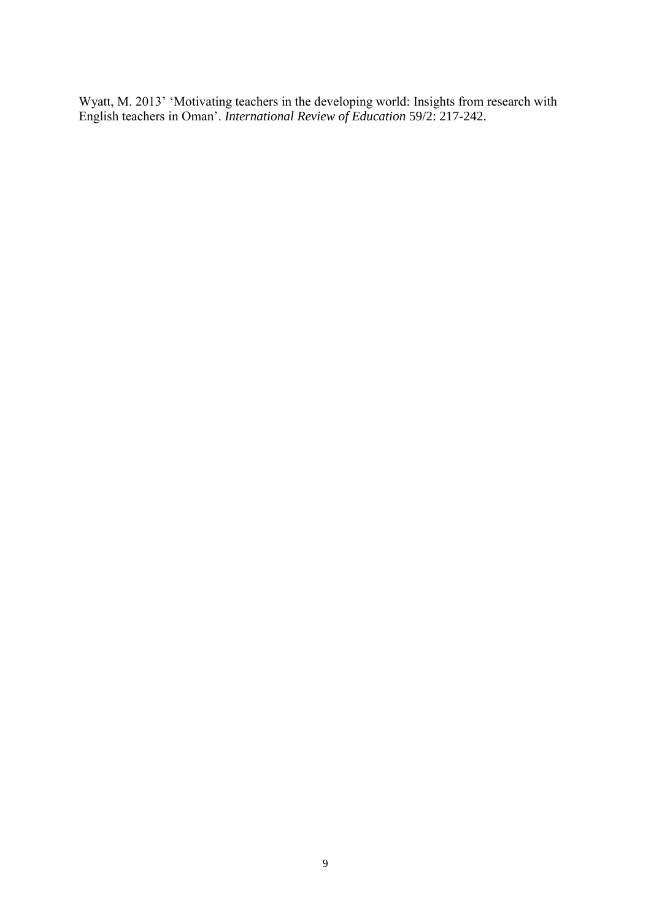Wyatt, M. 2013' 'Motivating teachers in the developing world: Insights from research with English teachers in Oman'. *International Review of Education* 59/2: 217-242.